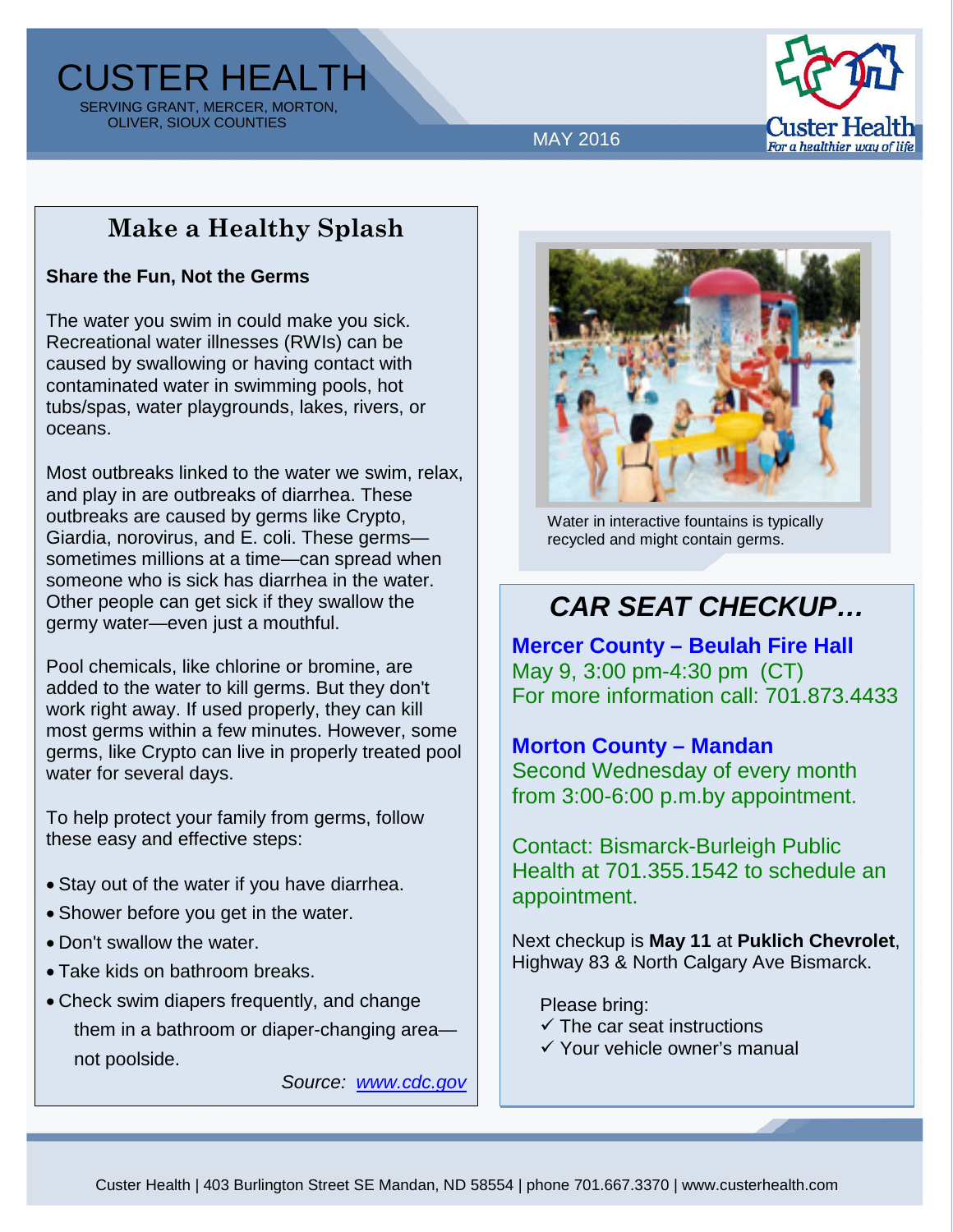# CUSTER HEALTH

SERVING GRANT, MERCER, MORTON, OLIVER, SIOUX COUNTIES

MAY 2016

Custer Health
*For a healthier way of life*

## Make a Healthy Splash

**Share the Fun, Not the Germs**

The water you swim in could make you sick. Recreational water illnesses (RWIs) can be caused by swallowing or having contact with contaminated water in swimming pools, hot tubs/spas, water playgrounds, lakes, rivers, or oceans.

Most outbreaks linked to the water we swim, relax, and play in are outbreaks of diarrhea. These outbreaks are caused by germs like Crypto, Giardia, norovirus, and E. coli. These germs—sometimes millions at a time—can spread when someone who is sick has diarrhea in the water. Other people can get sick if they swallow the germy water—even just a mouthful.

Pool chemicals, like chlorine or bromine, are added to the water to kill germs. But they don't work right away. If used properly, they can kill most germs within a few minutes. However, some germs, like Crypto can live in properly treated pool water for several days.

To help protect your family from germs, follow these easy and effective steps:

- Stay out of the water if you have diarrhea.
- Shower before you get in the water.
- Don't swallow the water.
- Take kids on bathroom breaks.
- Check swim diapers frequently, and change them in a bathroom or diaper-changing area—not poolside.

*Source: [www.cdc.gov](http://www.cdc.gov)*

Water in interactive fountains is typically recycled and might contain germs.

## *CAR SEAT CHECKUP…*

**Mercer County – Beulah Fire Hall**
May 9, 3:00 pm-4:30 pm (CT)
For more information call: 701.873.4433

**Morton County – Mandan**
Second Wednesday of every month from 3:00-6:00 p.m.by appointment.

Contact: Bismarck-Burleigh Public Health at 701.355.1542 to schedule an appointment.

Next checkup is **May 11** at **Puklich Chevrolet**, Highway 83 & North Calgary Ave Bismarck.

Please bring:

- ✓ The car seat instructions
- ✓ Your vehicle owner's manual

Custer Health | 403 Burlington Street SE Mandan, ND 58554 | phone 701.667.3370 | www.custerhealth.com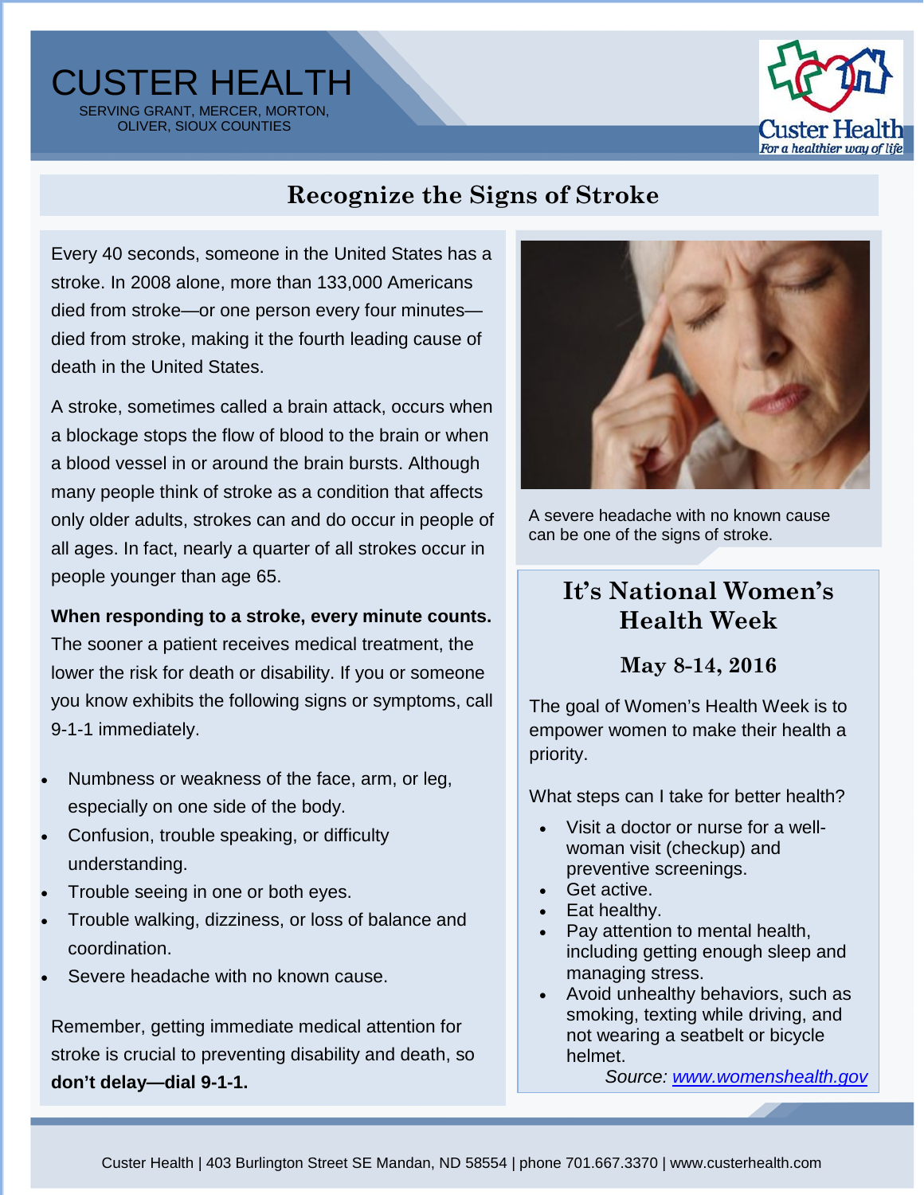# CUSTER HEALTH

SERVING GRANT, MERCER, MORTON, OLIVER, SIOUX COUNTIES

Custer Health
*For a healthier way of life*

## Recognize the Signs of Stroke

Every 40 seconds, someone in the United States has a stroke. In 2008 alone, more than 133,000 Americans died from stroke—or one person every four minutes—died from stroke, making it the fourth leading cause of death in the United States.

A stroke, sometimes called a brain attack, occurs when a blockage stops the flow of blood to the brain or when a blood vessel in or around the brain bursts. Although many people think of stroke as a condition that affects only older adults, strokes can and do occur in people of all ages. In fact, nearly a quarter of all strokes occur in people younger than age 65.

**When responding to a stroke, every minute counts.** The sooner a patient receives medical treatment, the lower the risk for death or disability. If you or someone you know exhibits the following signs or symptoms, call 9-1-1 immediately.

- Numbness or weakness of the face, arm, or leg, especially on one side of the body.
- Confusion, trouble speaking, or difficulty understanding.
- Trouble seeing in one or both eyes.
- Trouble walking, dizziness, or loss of balance and coordination.
- Severe headache with no known cause.

Remember, getting immediate medical attention for stroke is crucial to preventing disability and death, so **don't delay—dial 9-1-1.**

A severe headache with no known cause can be one of the signs of stroke.

### It's National Women's Health Week

### May 8-14, 2016

The goal of Women's Health Week is to empower women to make their health a priority.

What steps can I take for better health?

- Visit a doctor or nurse for a well-woman visit (checkup) and preventive screenings.
- Get active.
- Eat healthy.
- Pay attention to mental health, including getting enough sleep and managing stress.
- Avoid unhealthy behaviors, such as smoking, texting while driving, and not wearing a seatbelt or bicycle helmet.

*Source: www.womenshealth.gov*

Custer Health | 403 Burlington Street SE Mandan, ND 58554 | phone 701.667.3370 | www.custerhealth.com